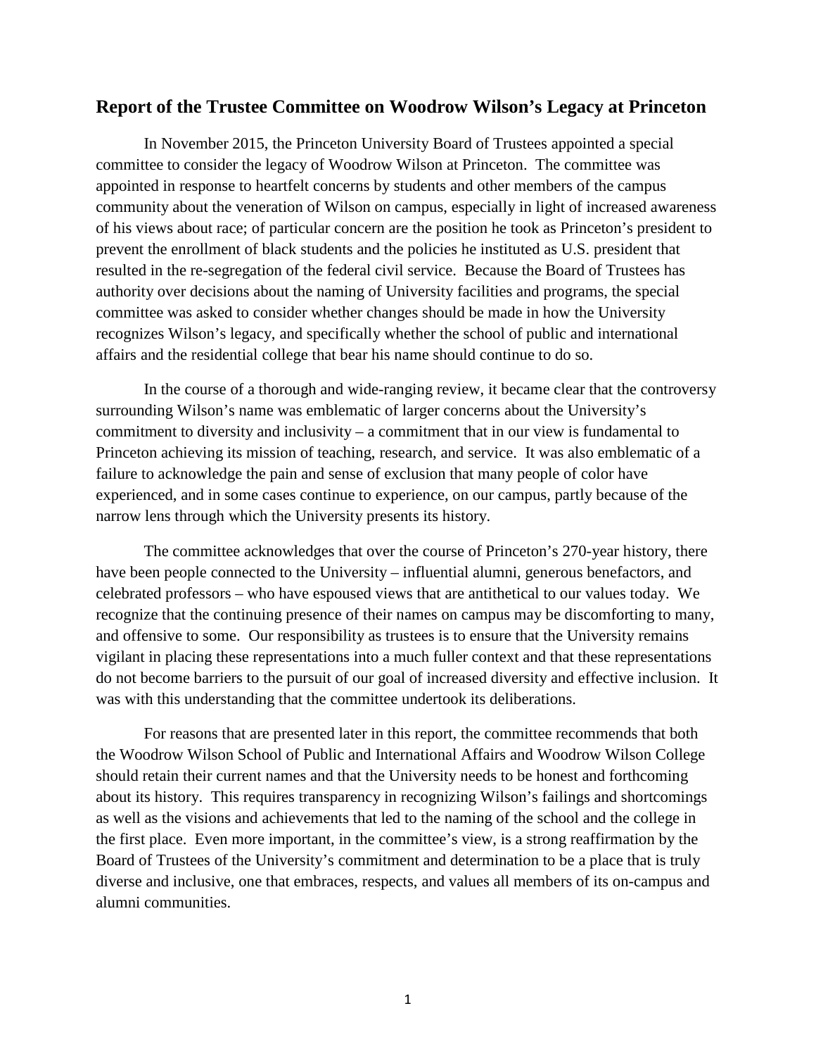## Report of the Trustee Committee on Woodrow Wilson's Legacy at Princeton

In November 2015, the Princeton University Board of Trustees appointed a special committee to consider the legacy of Woodrow Wilson at Princeton. The committee was appointed in response to heartfelt concerns by students and other members of the campus community about the veneration of Wilson on campus, especially in light of increased awareness of his views about race; of particular concern are the position he took as Princeton's president to prevent the enrollment of black students and the policies he instituted as U.S. president that resulted in the re-segregation of the federal civil service. Because the Board of Trustees has authority over decisions about the naming of University facilities and programs, the special committee was asked to consider whether changes should be made in how the University recognizes Wilson's legacy, and specifically whether the school of public and international affairs and the residential college that bear his name should continue to do so.

In the course of a thorough and wide-ranging review, it became clear that the controversy surrounding Wilson's name was emblematic of larger concerns about the University's commitment to diversity and inclusivity – a commitment that in our view is fundamental to Princeton achieving its mission of teaching, research, and service. It was also emblematic of a failure to acknowledge the pain and sense of exclusion that many people of color have experienced, and in some cases continue to experience, on our campus, partly because of the narrow lens through which the University presents its history.

The committee acknowledges that over the course of Princeton's 270-year history, there have been people connected to the University – influential alumni, generous benefactors, and celebrated professors – who have espoused views that are antithetical to our values today. We recognize that the continuing presence of their names on campus may be discomforting to many, and offensive to some. Our responsibility as trustees is to ensure that the University remains vigilant in placing these representations into a much fuller context and that these representations do not become barriers to the pursuit of our goal of increased diversity and effective inclusion. It was with this understanding that the committee undertook its deliberations.

For reasons that are presented later in this report, the committee recommends that both the Woodrow Wilson School of Public and International Affairs and Woodrow Wilson College should retain their current names and that the University needs to be honest and forthcoming about its history. This requires transparency in recognizing Wilson's failings and shortcomings as well as the visions and achievements that led to the naming of the school and the college in the first place. Even more important, in the committee's view, is a strong reaffirmation by the Board of Trustees of the University's commitment and determination to be a place that is truly diverse and inclusive, one that embraces, respects, and values all members of its on-campus and alumni communities.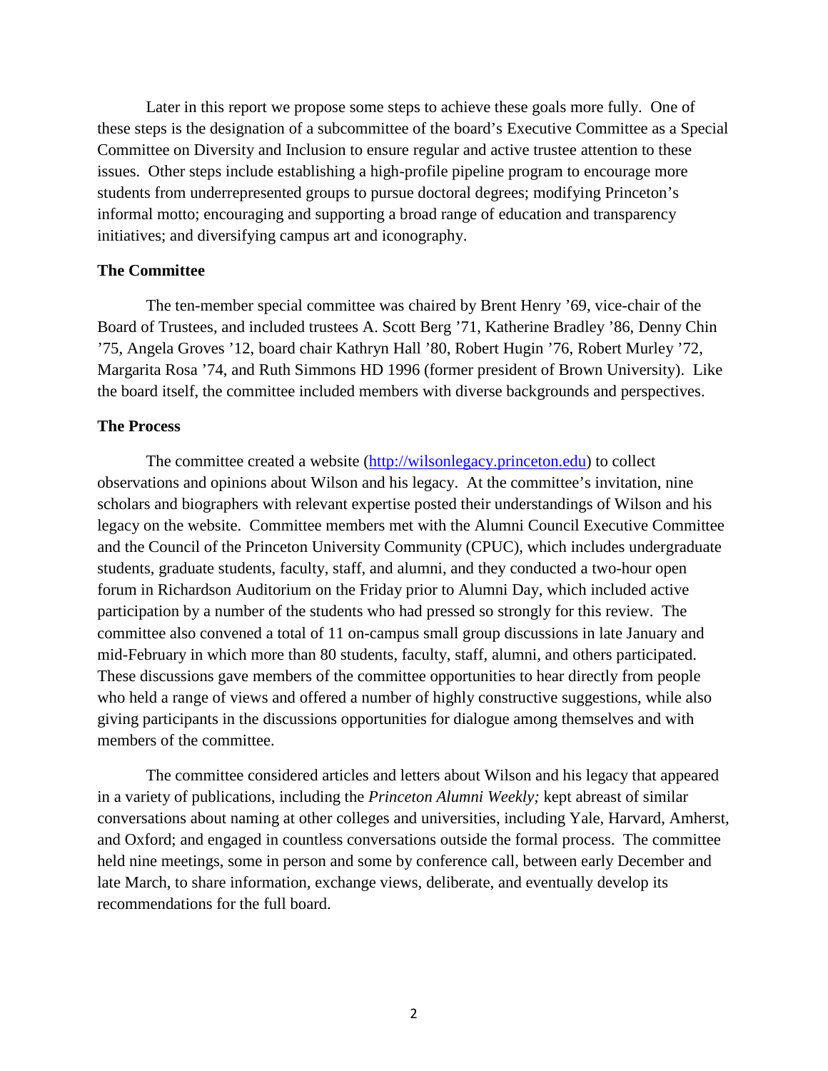Later in this report we propose some steps to achieve these goals more fully. One of these steps is the designation of a subcommittee of the board's Executive Committee as a Special Committee on Diversity and Inclusion to ensure regular and active trustee attention to these issues. Other steps include establishing a high-profile pipeline program to encourage more students from underrepresented groups to pursue doctoral degrees; modifying Princeton's informal motto; encouraging and supporting a broad range of education and transparency initiatives; and diversifying campus art and iconography.

**The Committee**

The ten-member special committee was chaired by Brent Henry '69, vice-chair of the Board of Trustees, and included trustees A. Scott Berg '71, Katherine Bradley '86, Denny Chin '75, Angela Groves '12, board chair Kathryn Hall '80, Robert Hugin '76, Robert Murley '72, Margarita Rosa '74, and Ruth Simmons HD 1996 (former president of Brown University). Like the board itself, the committee included members with diverse backgrounds and perspectives.

**The Process**

The committee created a website ([http://wilsonlegacy.princeton.edu](http://wilsonlegacy.princeton.edu)) to collect observations and opinions about Wilson and his legacy. At the committee's invitation, nine scholars and biographers with relevant expertise posted their understandings of Wilson and his legacy on the website. Committee members met with the Alumni Council Executive Committee and the Council of the Princeton University Community (CPUC), which includes undergraduate students, graduate students, faculty, staff, and alumni, and they conducted a two-hour open forum in Richardson Auditorium on the Friday prior to Alumni Day, which included active participation by a number of the students who had pressed so strongly for this review. The committee also convened a total of 11 on-campus small group discussions in late January and mid-February in which more than 80 students, faculty, staff, alumni, and others participated. These discussions gave members of the committee opportunities to hear directly from people who held a range of views and offered a number of highly constructive suggestions, while also giving participants in the discussions opportunities for dialogue among themselves and with members of the committee.

The committee considered articles and letters about Wilson and his legacy that appeared in a variety of publications, including the *Princeton Alumni Weekly;* kept abreast of similar conversations about naming at other colleges and universities, including Yale, Harvard, Amherst, and Oxford; and engaged in countless conversations outside the formal process. The committee held nine meetings, some in person and some by conference call, between early December and late March, to share information, exchange views, deliberate, and eventually develop its recommendations for the full board.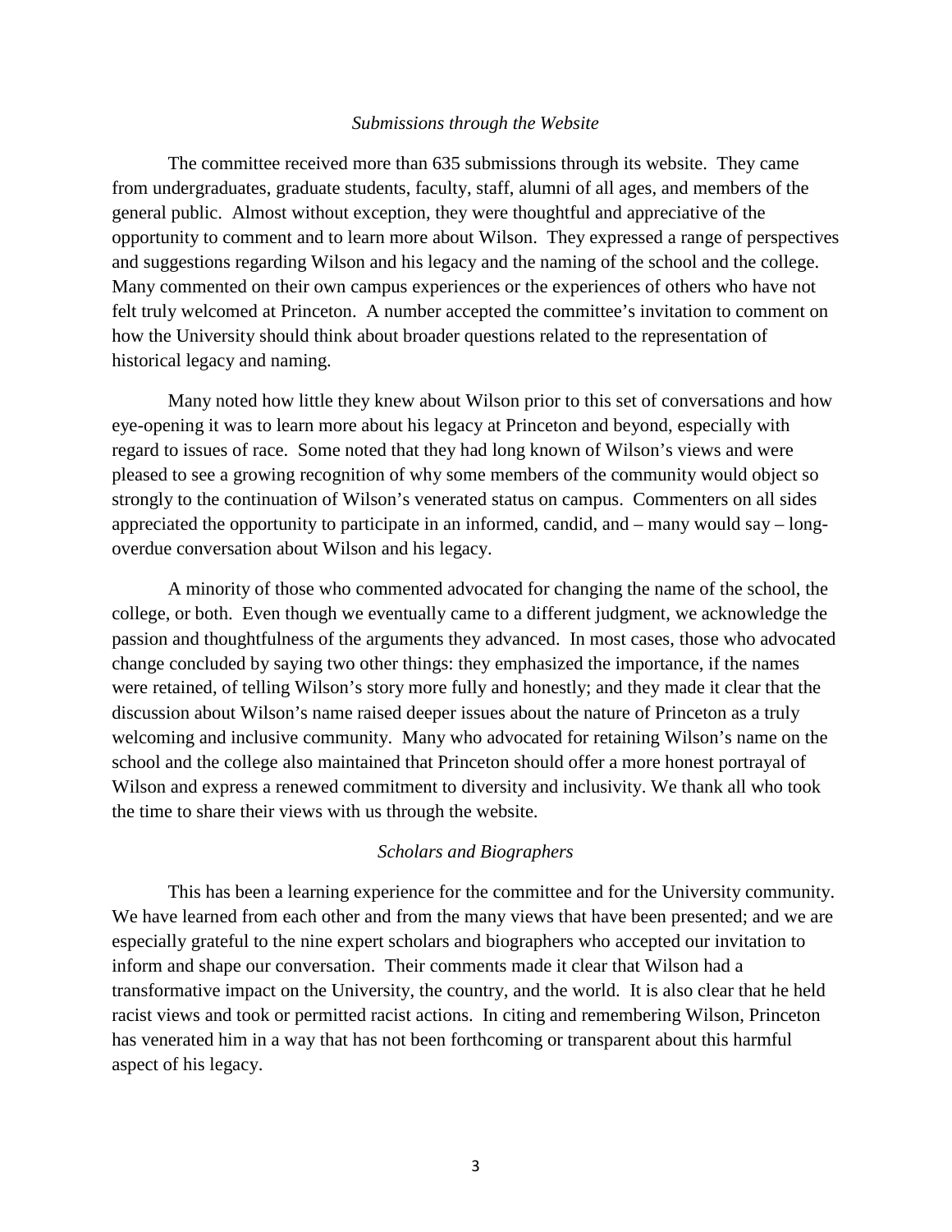*Submissions through the Website*

The committee received more than 635 submissions through its website. They came from undergraduates, graduate students, faculty, staff, alumni of all ages, and members of the general public. Almost without exception, they were thoughtful and appreciative of the opportunity to comment and to learn more about Wilson. They expressed a range of perspectives and suggestions regarding Wilson and his legacy and the naming of the school and the college. Many commented on their own campus experiences or the experiences of others who have not felt truly welcomed at Princeton. A number accepted the committee's invitation to comment on how the University should think about broader questions related to the representation of historical legacy and naming.

Many noted how little they knew about Wilson prior to this set of conversations and how eye-opening it was to learn more about his legacy at Princeton and beyond, especially with regard to issues of race. Some noted that they had long known of Wilson's views and were pleased to see a growing recognition of why some members of the community would object so strongly to the continuation of Wilson's venerated status on campus. Commenters on all sides appreciated the opportunity to participate in an informed, candid, and – many would say – long-overdue conversation about Wilson and his legacy.

A minority of those who commented advocated for changing the name of the school, the college, or both. Even though we eventually came to a different judgment, we acknowledge the passion and thoughtfulness of the arguments they advanced. In most cases, those who advocated change concluded by saying two other things: they emphasized the importance, if the names were retained, of telling Wilson's story more fully and honestly; and they made it clear that the discussion about Wilson's name raised deeper issues about the nature of Princeton as a truly welcoming and inclusive community. Many who advocated for retaining Wilson's name on the school and the college also maintained that Princeton should offer a more honest portrayal of Wilson and express a renewed commitment to diversity and inclusivity. We thank all who took the time to share their views with us through the website.

*Scholars and Biographers*

This has been a learning experience for the committee and for the University community. We have learned from each other and from the many views that have been presented; and we are especially grateful to the nine expert scholars and biographers who accepted our invitation to inform and shape our conversation. Their comments made it clear that Wilson had a transformative impact on the University, the country, and the world. It is also clear that he held racist views and took or permitted racist actions. In citing and remembering Wilson, Princeton has venerated him in a way that has not been forthcoming or transparent about this harmful aspect of his legacy.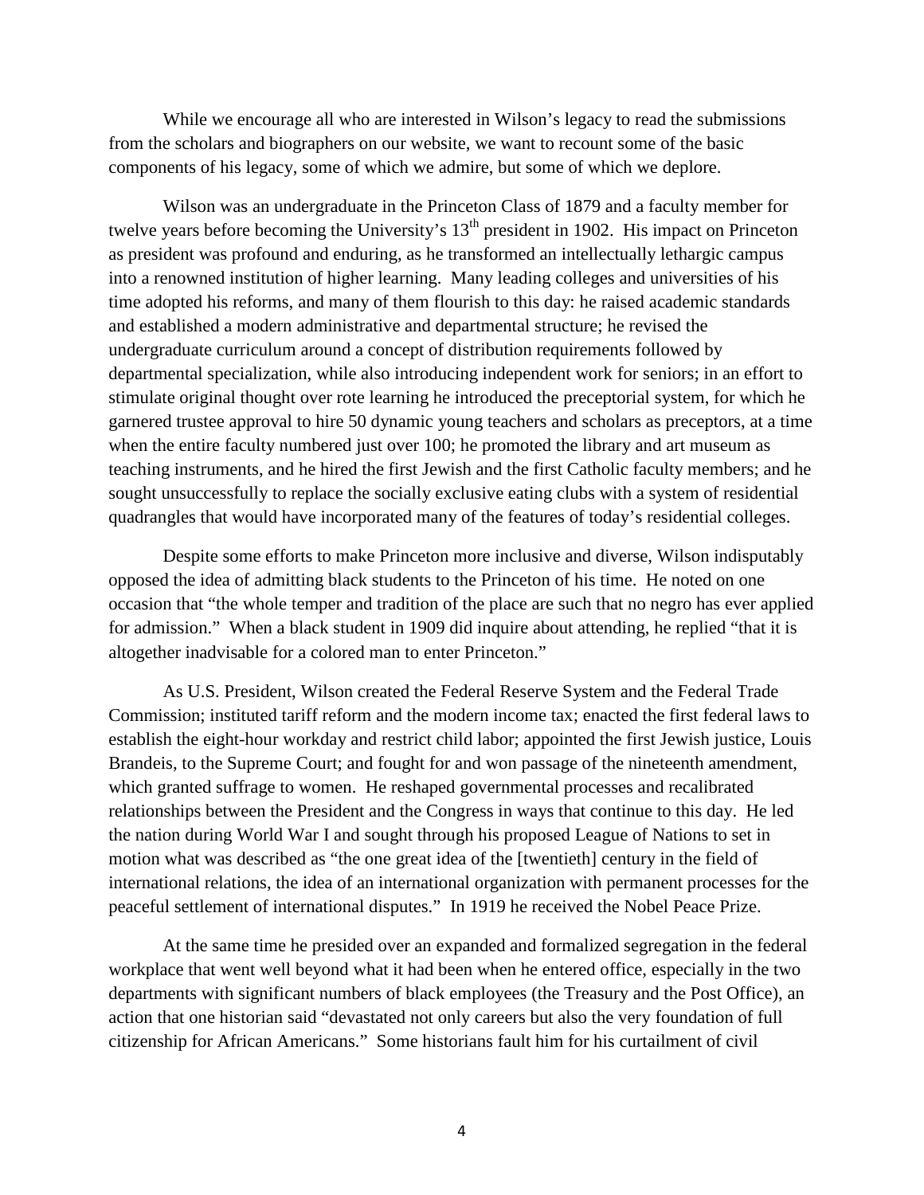While we encourage all who are interested in Wilson's legacy to read the submissions from the scholars and biographers on our website, we want to recount some of the basic components of his legacy, some of which we admire, but some of which we deplore.

Wilson was an undergraduate in the Princeton Class of 1879 and a faculty member for twelve years before becoming the University's 13th president in 1902. His impact on Princeton as president was profound and enduring, as he transformed an intellectually lethargic campus into a renowned institution of higher learning. Many leading colleges and universities of his time adopted his reforms, and many of them flourish to this day: he raised academic standards and established a modern administrative and departmental structure; he revised the undergraduate curriculum around a concept of distribution requirements followed by departmental specialization, while also introducing independent work for seniors; in an effort to stimulate original thought over rote learning he introduced the preceptorial system, for which he garnered trustee approval to hire 50 dynamic young teachers and scholars as preceptors, at a time when the entire faculty numbered just over 100; he promoted the library and art museum as teaching instruments, and he hired the first Jewish and the first Catholic faculty members; and he sought unsuccessfully to replace the socially exclusive eating clubs with a system of residential quadrangles that would have incorporated many of the features of today's residential colleges.

Despite some efforts to make Princeton more inclusive and diverse, Wilson indisputably opposed the idea of admitting black students to the Princeton of his time. He noted on one occasion that "the whole temper and tradition of the place are such that no negro has ever applied for admission." When a black student in 1909 did inquire about attending, he replied "that it is altogether inadvisable for a colored man to enter Princeton."

As U.S. President, Wilson created the Federal Reserve System and the Federal Trade Commission; instituted tariff reform and the modern income tax; enacted the first federal laws to establish the eight-hour workday and restrict child labor; appointed the first Jewish justice, Louis Brandeis, to the Supreme Court; and fought for and won passage of the nineteenth amendment, which granted suffrage to women. He reshaped governmental processes and recalibrated relationships between the President and the Congress in ways that continue to this day. He led the nation during World War I and sought through his proposed League of Nations to set in motion what was described as "the one great idea of the [twentieth] century in the field of international relations, the idea of an international organization with permanent processes for the peaceful settlement of international disputes." In 1919 he received the Nobel Peace Prize.

At the same time he presided over an expanded and formalized segregation in the federal workplace that went well beyond what it had been when he entered office, especially in the two departments with significant numbers of black employees (the Treasury and the Post Office), an action that one historian said "devastated not only careers but also the very foundation of full citizenship for African Americans." Some historians fault him for his curtailment of civil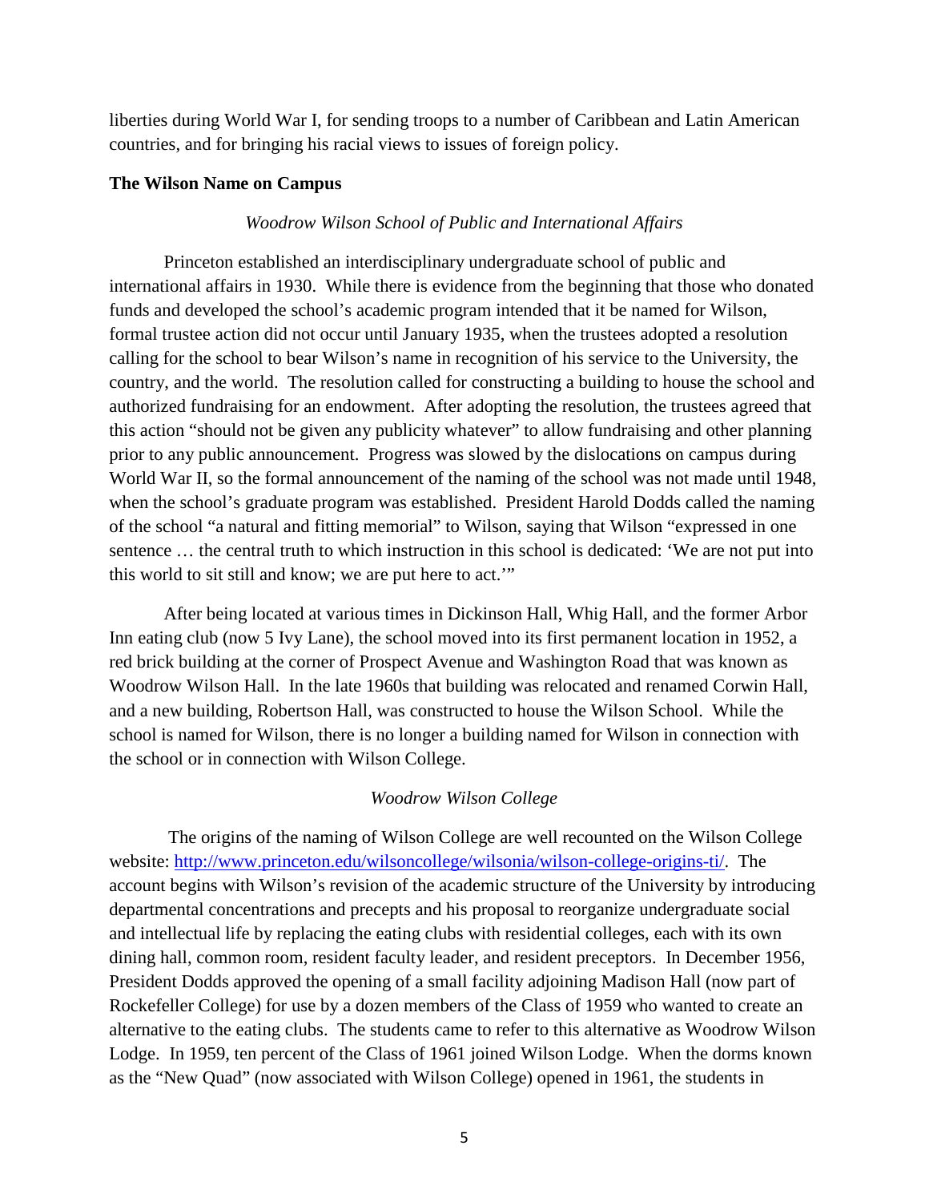liberties during World War I, for sending troops to a number of Caribbean and Latin American countries, and for bringing his racial views to issues of foreign policy.

**The Wilson Name on Campus**

*Woodrow Wilson School of Public and International Affairs*

Princeton established an interdisciplinary undergraduate school of public and international affairs in 1930. While there is evidence from the beginning that those who donated funds and developed the school's academic program intended that it be named for Wilson, formal trustee action did not occur until January 1935, when the trustees adopted a resolution calling for the school to bear Wilson's name in recognition of his service to the University, the country, and the world. The resolution called for constructing a building to house the school and authorized fundraising for an endowment. After adopting the resolution, the trustees agreed that this action "should not be given any publicity whatever" to allow fundraising and other planning prior to any public announcement. Progress was slowed by the dislocations on campus during World War II, so the formal announcement of the naming of the school was not made until 1948, when the school's graduate program was established. President Harold Dodds called the naming of the school "a natural and fitting memorial" to Wilson, saying that Wilson "expressed in one sentence … the central truth to which instruction in this school is dedicated: 'We are not put into this world to sit still and know; we are put here to act.'"

After being located at various times in Dickinson Hall, Whig Hall, and the former Arbor Inn eating club (now 5 Ivy Lane), the school moved into its first permanent location in 1952, a red brick building at the corner of Prospect Avenue and Washington Road that was known as Woodrow Wilson Hall. In the late 1960s that building was relocated and renamed Corwin Hall, and a new building, Robertson Hall, was constructed to house the Wilson School. While the school is named for Wilson, there is no longer a building named for Wilson in connection with the school or in connection with Wilson College.

*Woodrow Wilson College*

The origins of the naming of Wilson College are well recounted on the Wilson College website: http://www.princeton.edu/wilsoncollege/wilsonia/wilson-college-origins-ti/. The account begins with Wilson's revision of the academic structure of the University by introducing departmental concentrations and precepts and his proposal to reorganize undergraduate social and intellectual life by replacing the eating clubs with residential colleges, each with its own dining hall, common room, resident faculty leader, and resident preceptors. In December 1956, President Dodds approved the opening of a small facility adjoining Madison Hall (now part of Rockefeller College) for use by a dozen members of the Class of 1959 who wanted to create an alternative to the eating clubs. The students came to refer to this alternative as Woodrow Wilson Lodge. In 1959, ten percent of the Class of 1961 joined Wilson Lodge. When the dorms known as the "New Quad" (now associated with Wilson College) opened in 1961, the students in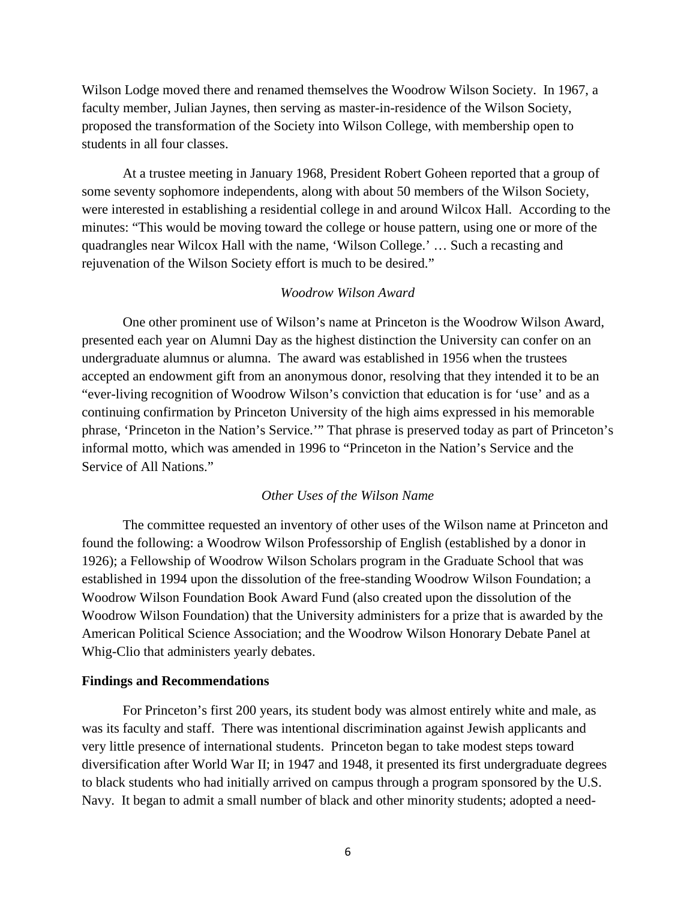Wilson Lodge moved there and renamed themselves the Woodrow Wilson Society. In 1967, a faculty member, Julian Jaynes, then serving as master-in-residence of the Wilson Society, proposed the transformation of the Society into Wilson College, with membership open to students in all four classes.

At a trustee meeting in January 1968, President Robert Goheen reported that a group of some seventy sophomore independents, along with about 50 members of the Wilson Society, were interested in establishing a residential college in and around Wilcox Hall. According to the minutes: "This would be moving toward the college or house pattern, using one or more of the quadrangles near Wilcox Hall with the name, 'Wilson College.' … Such a recasting and rejuvenation of the Wilson Society effort is much to be desired."

*Woodrow Wilson Award*

One other prominent use of Wilson's name at Princeton is the Woodrow Wilson Award, presented each year on Alumni Day as the highest distinction the University can confer on an undergraduate alumnus or alumna. The award was established in 1956 when the trustees accepted an endowment gift from an anonymous donor, resolving that they intended it to be an "ever-living recognition of Woodrow Wilson's conviction that education is for 'use' and as a continuing confirmation by Princeton University of the high aims expressed in his memorable phrase, 'Princeton in the Nation's Service.'" That phrase is preserved today as part of Princeton's informal motto, which was amended in 1996 to "Princeton in the Nation's Service and the Service of All Nations."

*Other Uses of the Wilson Name*

The committee requested an inventory of other uses of the Wilson name at Princeton and found the following: a Woodrow Wilson Professorship of English (established by a donor in 1926); a Fellowship of Woodrow Wilson Scholars program in the Graduate School that was established in 1994 upon the dissolution of the free-standing Woodrow Wilson Foundation; a Woodrow Wilson Foundation Book Award Fund (also created upon the dissolution of the Woodrow Wilson Foundation) that the University administers for a prize that is awarded by the American Political Science Association; and the Woodrow Wilson Honorary Debate Panel at Whig-Clio that administers yearly debates.

**Findings and Recommendations**

For Princeton's first 200 years, its student body was almost entirely white and male, as was its faculty and staff. There was intentional discrimination against Jewish applicants and very little presence of international students. Princeton began to take modest steps toward diversification after World War II; in 1947 and 1948, it presented its first undergraduate degrees to black students who had initially arrived on campus through a program sponsored by the U.S. Navy. It began to admit a small number of black and other minority students; adopted a need-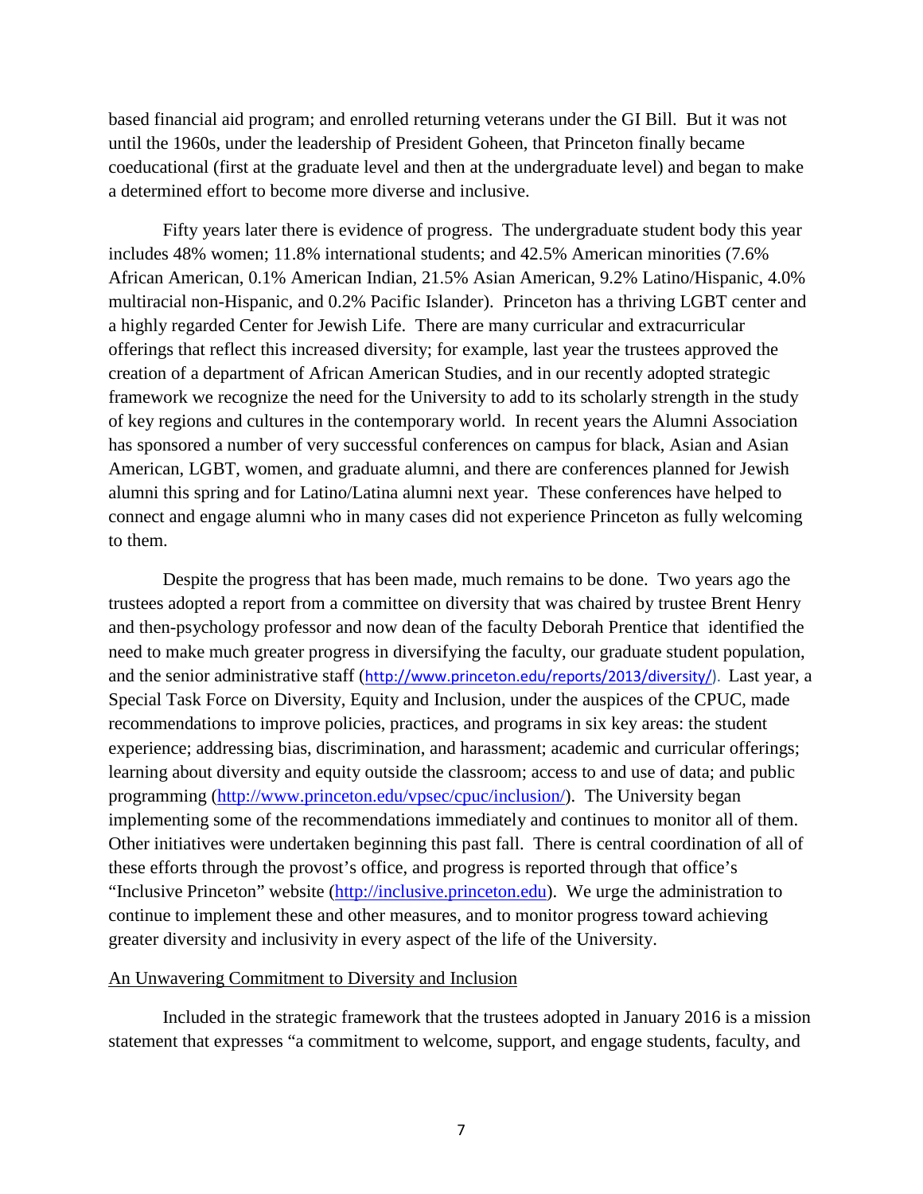based financial aid program; and enrolled returning veterans under the GI Bill. But it was not until the 1960s, under the leadership of President Goheen, that Princeton finally became coeducational (first at the graduate level and then at the undergraduate level) and began to make a determined effort to become more diverse and inclusive.

Fifty years later there is evidence of progress. The undergraduate student body this year includes 48% women; 11.8% international students; and 42.5% American minorities (7.6% African American, 0.1% American Indian, 21.5% Asian American, 9.2% Latino/Hispanic, 4.0% multiracial non-Hispanic, and 0.2% Pacific Islander). Princeton has a thriving LGBT center and a highly regarded Center for Jewish Life. There are many curricular and extracurricular offerings that reflect this increased diversity; for example, last year the trustees approved the creation of a department of African American Studies, and in our recently adopted strategic framework we recognize the need for the University to add to its scholarly strength in the study of key regions and cultures in the contemporary world. In recent years the Alumni Association has sponsored a number of very successful conferences on campus for black, Asian and Asian American, LGBT, women, and graduate alumni, and there are conferences planned for Jewish alumni this spring and for Latino/Latina alumni next year. These conferences have helped to connect and engage alumni who in many cases did not experience Princeton as fully welcoming to them.

Despite the progress that has been made, much remains to be done. Two years ago the trustees adopted a report from a committee on diversity that was chaired by trustee Brent Henry and then-psychology professor and now dean of the faculty Deborah Prentice that identified the need to make much greater progress in diversifying the faculty, our graduate student population, and the senior administrative staff (http://www.princeton.edu/reports/2013/diversity/). Last year, a Special Task Force on Diversity, Equity and Inclusion, under the auspices of the CPUC, made recommendations to improve policies, practices, and programs in six key areas: the student experience; addressing bias, discrimination, and harassment; academic and curricular offerings; learning about diversity and equity outside the classroom; access to and use of data; and public programming (http://www.princeton.edu/vpsec/cpuc/inclusion/). The University began implementing some of the recommendations immediately and continues to monitor all of them. Other initiatives were undertaken beginning this past fall. There is central coordination of all of these efforts through the provost's office, and progress is reported through that office's "Inclusive Princeton" website (http://inclusive.princeton.edu). We urge the administration to continue to implement these and other measures, and to monitor progress toward achieving greater diversity and inclusivity in every aspect of the life of the University.

## An Unwavering Commitment to Diversity and Inclusion

Included in the strategic framework that the trustees adopted in January 2016 is a mission statement that expresses "a commitment to welcome, support, and engage students, faculty, and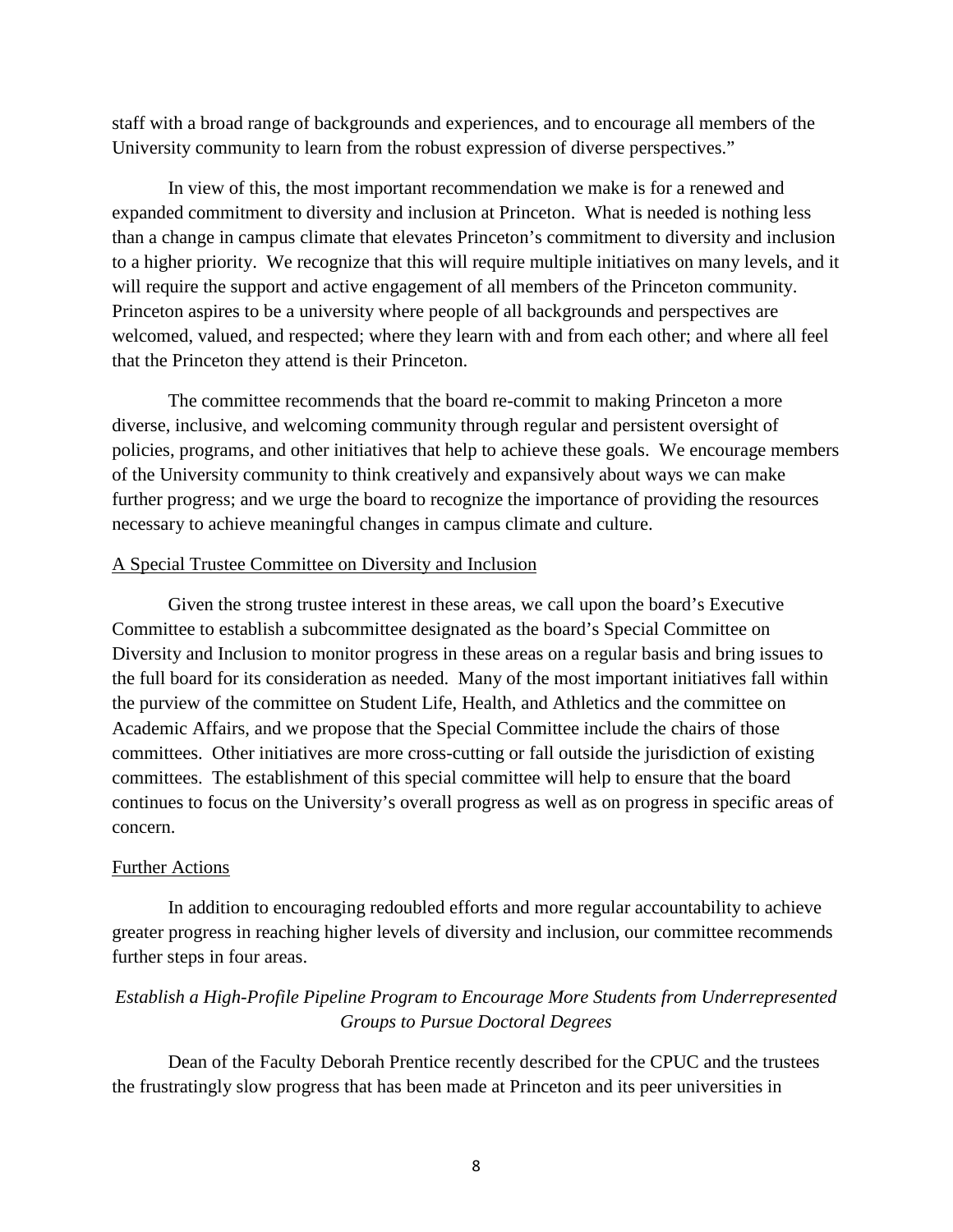staff with a broad range of backgrounds and experiences, and to encourage all members of the University community to learn from the robust expression of diverse perspectives."

In view of this, the most important recommendation we make is for a renewed and expanded commitment to diversity and inclusion at Princeton. What is needed is nothing less than a change in campus climate that elevates Princeton's commitment to diversity and inclusion to a higher priority. We recognize that this will require multiple initiatives on many levels, and it will require the support and active engagement of all members of the Princeton community. Princeton aspires to be a university where people of all backgrounds and perspectives are welcomed, valued, and respected; where they learn with and from each other; and where all feel that the Princeton they attend is their Princeton.

The committee recommends that the board re-commit to making Princeton a more diverse, inclusive, and welcoming community through regular and persistent oversight of policies, programs, and other initiatives that help to achieve these goals. We encourage members of the University community to think creatively and expansively about ways we can make further progress; and we urge the board to recognize the importance of providing the resources necessary to achieve meaningful changes in campus climate and culture.

<u>A Special Trustee Committee on Diversity and Inclusion</u>

Given the strong trustee interest in these areas, we call upon the board's Executive Committee to establish a subcommittee designated as the board's Special Committee on Diversity and Inclusion to monitor progress in these areas on a regular basis and bring issues to the full board for its consideration as needed. Many of the most important initiatives fall within the purview of the committee on Student Life, Health, and Athletics and the committee on Academic Affairs, and we propose that the Special Committee include the chairs of those committees. Other initiatives are more cross-cutting or fall outside the jurisdiction of existing committees. The establishment of this special committee will help to ensure that the board continues to focus on the University's overall progress as well as on progress in specific areas of concern.

<u>Further Actions</u>

In addition to encouraging redoubled efforts and more regular accountability to achieve greater progress in reaching higher levels of diversity and inclusion, our committee recommends further steps in four areas.

*Establish a High-Profile Pipeline Program to Encourage More Students from Underrepresented Groups to Pursue Doctoral Degrees*

Dean of the Faculty Deborah Prentice recently described for the CPUC and the trustees the frustratingly slow progress that has been made at Princeton and its peer universities in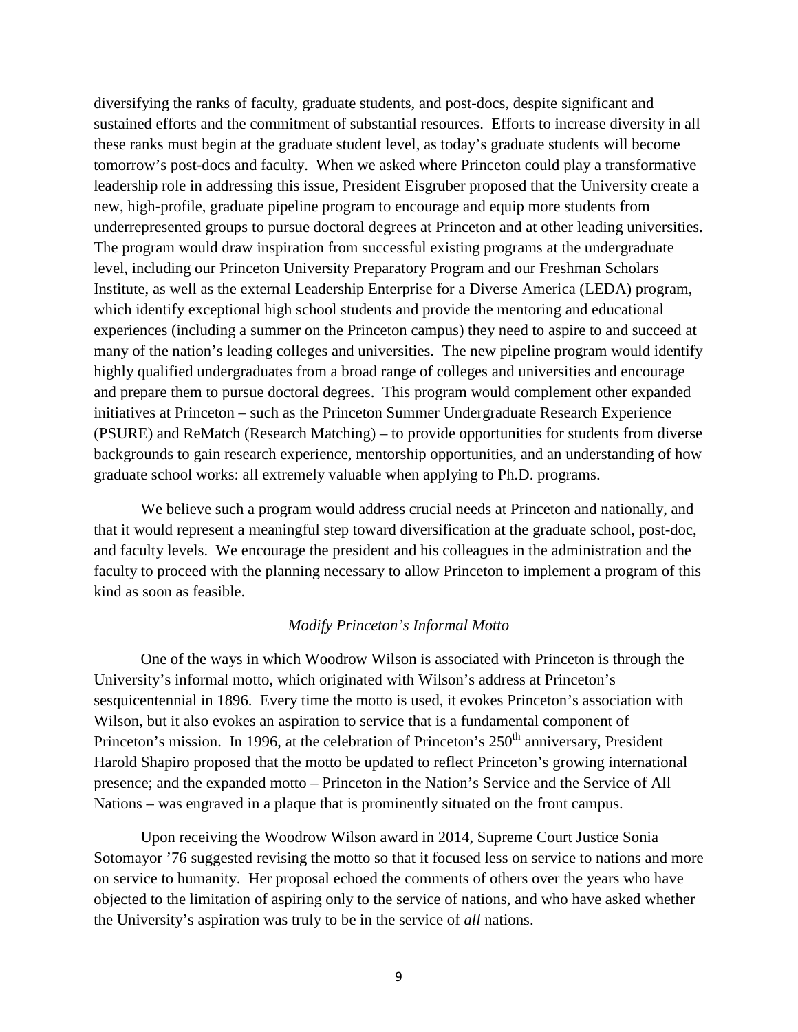diversifying the ranks of faculty, graduate students, and post-docs, despite significant and sustained efforts and the commitment of substantial resources. Efforts to increase diversity in all these ranks must begin at the graduate student level, as today's graduate students will become tomorrow's post-docs and faculty. When we asked where Princeton could play a transformative leadership role in addressing this issue, President Eisgruber proposed that the University create a new, high-profile, graduate pipeline program to encourage and equip more students from underrepresented groups to pursue doctoral degrees at Princeton and at other leading universities. The program would draw inspiration from successful existing programs at the undergraduate level, including our Princeton University Preparatory Program and our Freshman Scholars Institute, as well as the external Leadership Enterprise for a Diverse America (LEDA) program, which identify exceptional high school students and provide the mentoring and educational experiences (including a summer on the Princeton campus) they need to aspire to and succeed at many of the nation's leading colleges and universities. The new pipeline program would identify highly qualified undergraduates from a broad range of colleges and universities and encourage and prepare them to pursue doctoral degrees. This program would complement other expanded initiatives at Princeton – such as the Princeton Summer Undergraduate Research Experience (PSURE) and ReMatch (Research Matching) – to provide opportunities for students from diverse backgrounds to gain research experience, mentorship opportunities, and an understanding of how graduate school works: all extremely valuable when applying to Ph.D. programs.

We believe such a program would address crucial needs at Princeton and nationally, and that it would represent a meaningful step toward diversification at the graduate school, post-doc, and faculty levels. We encourage the president and his colleagues in the administration and the faculty to proceed with the planning necessary to allow Princeton to implement a program of this kind as soon as feasible.

*Modify Princeton's Informal Motto*

One of the ways in which Woodrow Wilson is associated with Princeton is through the University's informal motto, which originated with Wilson's address at Princeton's sesquicentennial in 1896. Every time the motto is used, it evokes Princeton's association with Wilson, but it also evokes an aspiration to service that is a fundamental component of Princeton's mission. In 1996, at the celebration of Princeton's 250th anniversary, President Harold Shapiro proposed that the motto be updated to reflect Princeton's growing international presence; and the expanded motto – Princeton in the Nation's Service and the Service of All Nations – was engraved in a plaque that is prominently situated on the front campus.

Upon receiving the Woodrow Wilson award in 2014, Supreme Court Justice Sonia Sotomayor '76 suggested revising the motto so that it focused less on service to nations and more on service to humanity. Her proposal echoed the comments of others over the years who have objected to the limitation of aspiring only to the service of nations, and who have asked whether the University's aspiration was truly to be in the service of *all* nations.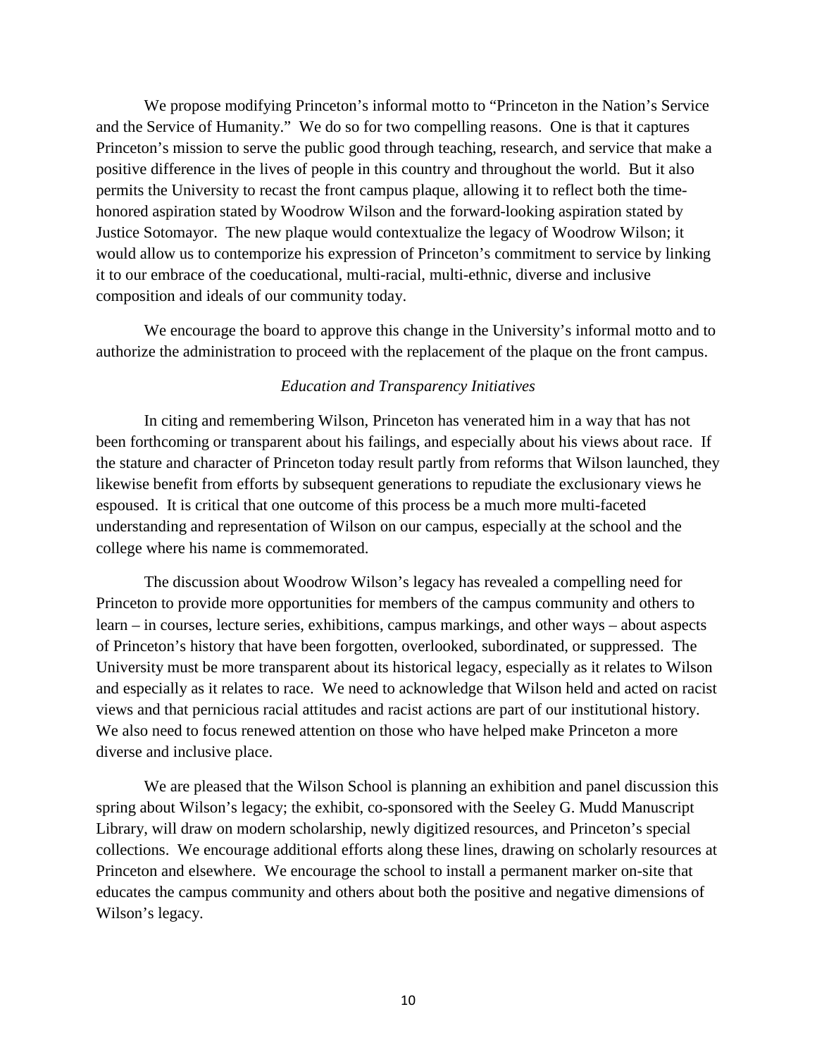We propose modifying Princeton's informal motto to "Princeton in the Nation's Service and the Service of Humanity." We do so for two compelling reasons. One is that it captures Princeton's mission to serve the public good through teaching, research, and service that make a positive difference in the lives of people in this country and throughout the world. But it also permits the University to recast the front campus plaque, allowing it to reflect both the time-honored aspiration stated by Woodrow Wilson and the forward-looking aspiration stated by Justice Sotomayor. The new plaque would contextualize the legacy of Woodrow Wilson; it would allow us to contemporize his expression of Princeton's commitment to service by linking it to our embrace of the coeducational, multi-racial, multi-ethnic, diverse and inclusive composition and ideals of our community today.

We encourage the board to approve this change in the University's informal motto and to authorize the administration to proceed with the replacement of the plaque on the front campus.

*Education and Transparency Initiatives*

In citing and remembering Wilson, Princeton has venerated him in a way that has not been forthcoming or transparent about his failings, and especially about his views about race. If the stature and character of Princeton today result partly from reforms that Wilson launched, they likewise benefit from efforts by subsequent generations to repudiate the exclusionary views he espoused. It is critical that one outcome of this process be a much more multi-faceted understanding and representation of Wilson on our campus, especially at the school and the college where his name is commemorated.

The discussion about Woodrow Wilson's legacy has revealed a compelling need for Princeton to provide more opportunities for members of the campus community and others to learn – in courses, lecture series, exhibitions, campus markings, and other ways – about aspects of Princeton's history that have been forgotten, overlooked, subordinated, or suppressed. The University must be more transparent about its historical legacy, especially as it relates to Wilson and especially as it relates to race. We need to acknowledge that Wilson held and acted on racist views and that pernicious racial attitudes and racist actions are part of our institutional history. We also need to focus renewed attention on those who have helped make Princeton a more diverse and inclusive place.

We are pleased that the Wilson School is planning an exhibition and panel discussion this spring about Wilson's legacy; the exhibit, co-sponsored with the Seeley G. Mudd Manuscript Library, will draw on modern scholarship, newly digitized resources, and Princeton's special collections. We encourage additional efforts along these lines, drawing on scholarly resources at Princeton and elsewhere. We encourage the school to install a permanent marker on-site that educates the campus community and others about both the positive and negative dimensions of Wilson's legacy.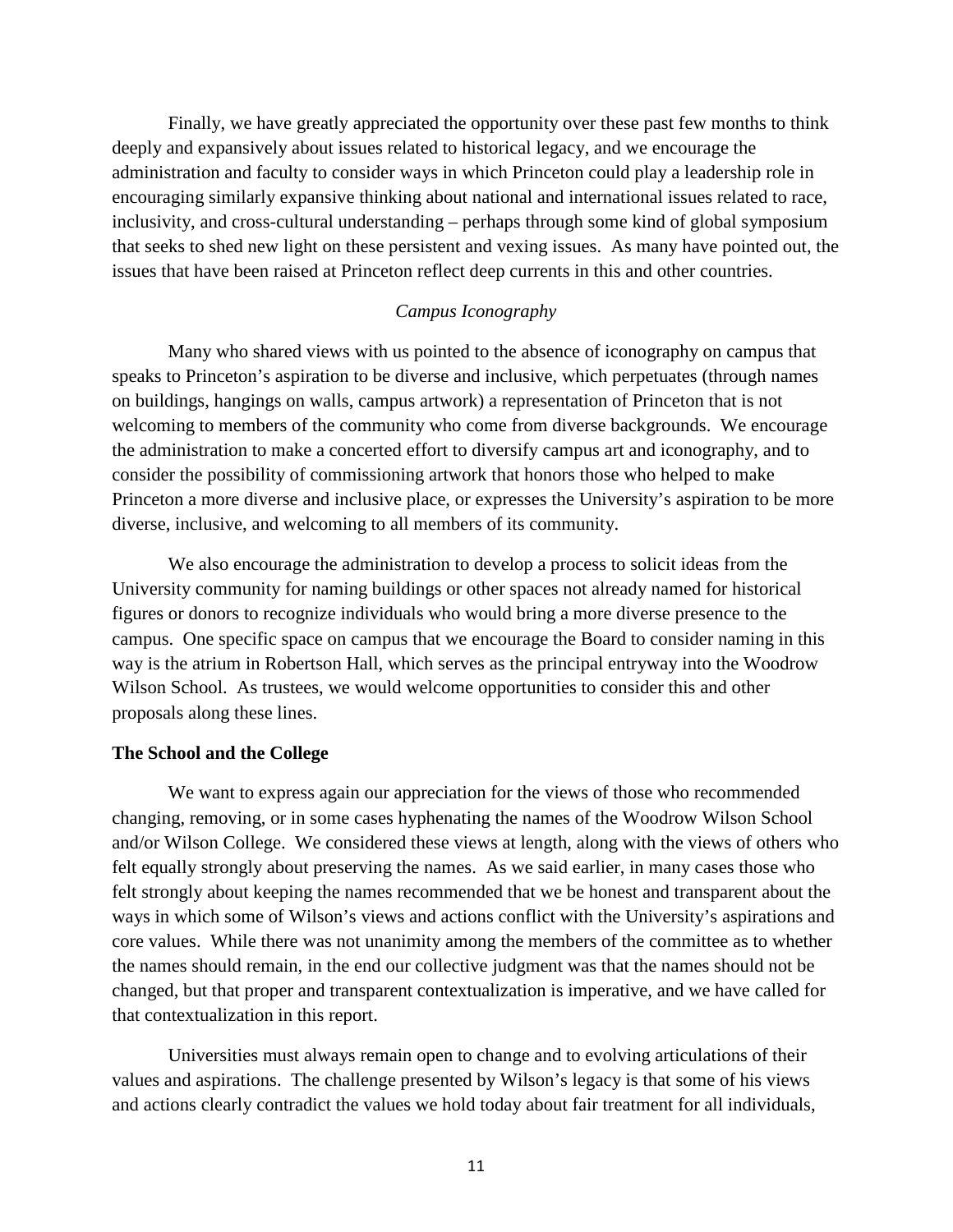Finally, we have greatly appreciated the opportunity over these past few months to think deeply and expansively about issues related to historical legacy, and we encourage the administration and faculty to consider ways in which Princeton could play a leadership role in encouraging similarly expansive thinking about national and international issues related to race, inclusivity, and cross-cultural understanding – perhaps through some kind of global symposium that seeks to shed new light on these persistent and vexing issues. As many have pointed out, the issues that have been raised at Princeton reflect deep currents in this and other countries.

### *Campus Iconography*

Many who shared views with us pointed to the absence of iconography on campus that speaks to Princeton's aspiration to be diverse and inclusive, which perpetuates (through names on buildings, hangings on walls, campus artwork) a representation of Princeton that is not welcoming to members of the community who come from diverse backgrounds. We encourage the administration to make a concerted effort to diversify campus art and iconography, and to consider the possibility of commissioning artwork that honors those who helped to make Princeton a more diverse and inclusive place, or expresses the University's aspiration to be more diverse, inclusive, and welcoming to all members of its community.

We also encourage the administration to develop a process to solicit ideas from the University community for naming buildings or other spaces not already named for historical figures or donors to recognize individuals who would bring a more diverse presence to the campus. One specific space on campus that we encourage the Board to consider naming in this way is the atrium in Robertson Hall, which serves as the principal entryway into the Woodrow Wilson School. As trustees, we would welcome opportunities to consider this and other proposals along these lines.

## The School and the College

We want to express again our appreciation for the views of those who recommended changing, removing, or in some cases hyphenating the names of the Woodrow Wilson School and/or Wilson College. We considered these views at length, along with the views of others who felt equally strongly about preserving the names. As we said earlier, in many cases those who felt strongly about keeping the names recommended that we be honest and transparent about the ways in which some of Wilson's views and actions conflict with the University's aspirations and core values. While there was not unanimity among the members of the committee as to whether the names should remain, in the end our collective judgment was that the names should not be changed, but that proper and transparent contextualization is imperative, and we have called for that contextualization in this report.

Universities must always remain open to change and to evolving articulations of their values and aspirations. The challenge presented by Wilson's legacy is that some of his views and actions clearly contradict the values we hold today about fair treatment for all individuals,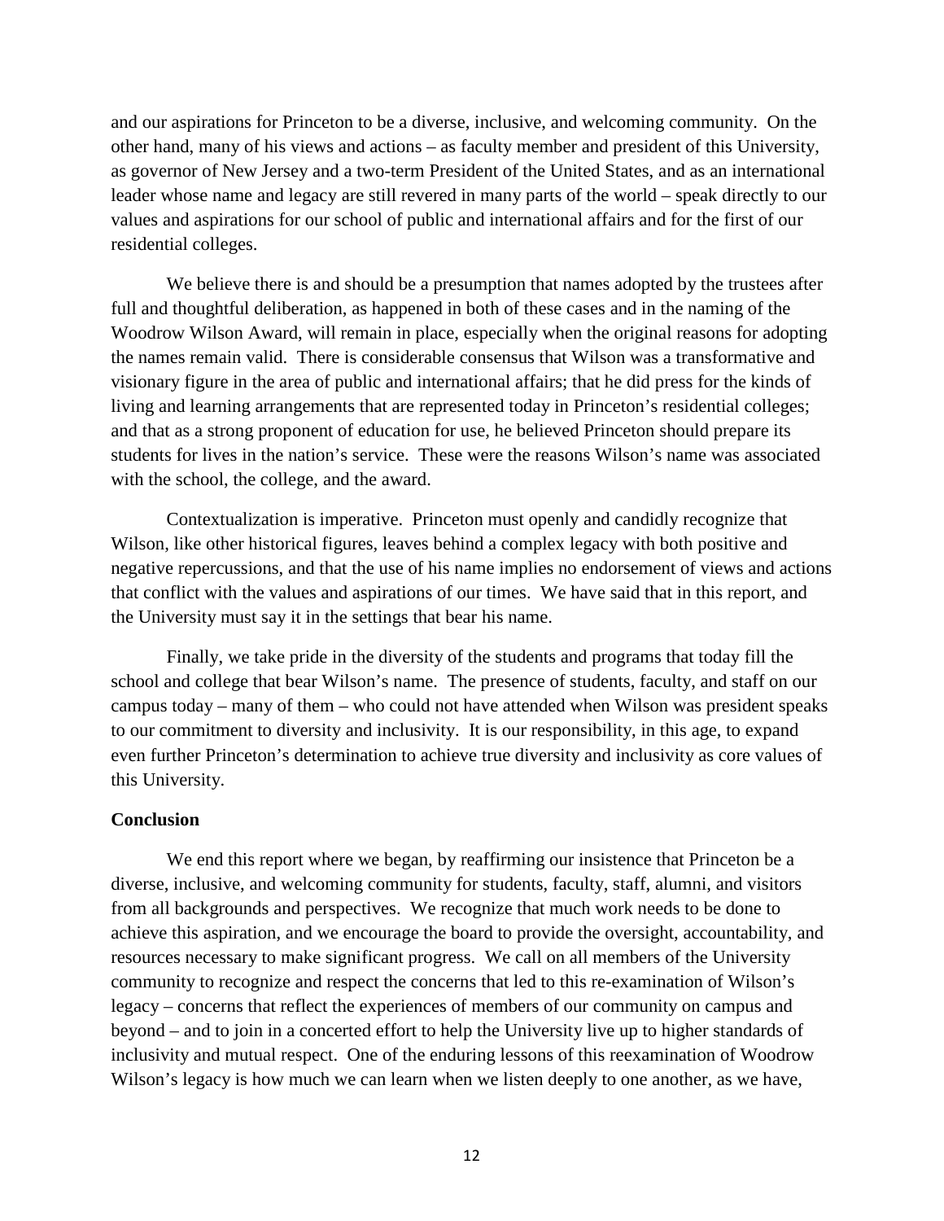and our aspirations for Princeton to be a diverse, inclusive, and welcoming community. On the other hand, many of his views and actions – as faculty member and president of this University, as governor of New Jersey and a two-term President of the United States, and as an international leader whose name and legacy are still revered in many parts of the world – speak directly to our values and aspirations for our school of public and international affairs and for the first of our residential colleges.

We believe there is and should be a presumption that names adopted by the trustees after full and thoughtful deliberation, as happened in both of these cases and in the naming of the Woodrow Wilson Award, will remain in place, especially when the original reasons for adopting the names remain valid. There is considerable consensus that Wilson was a transformative and visionary figure in the area of public and international affairs; that he did press for the kinds of living and learning arrangements that are represented today in Princeton's residential colleges; and that as a strong proponent of education for use, he believed Princeton should prepare its students for lives in the nation's service. These were the reasons Wilson's name was associated with the school, the college, and the award.

Contextualization is imperative. Princeton must openly and candidly recognize that Wilson, like other historical figures, leaves behind a complex legacy with both positive and negative repercussions, and that the use of his name implies no endorsement of views and actions that conflict with the values and aspirations of our times. We have said that in this report, and the University must say it in the settings that bear his name.

Finally, we take pride in the diversity of the students and programs that today fill the school and college that bear Wilson's name. The presence of students, faculty, and staff on our campus today – many of them – who could not have attended when Wilson was president speaks to our commitment to diversity and inclusivity. It is our responsibility, in this age, to expand even further Princeton's determination to achieve true diversity and inclusivity as core values of this University.

**Conclusion**

We end this report where we began, by reaffirming our insistence that Princeton be a diverse, inclusive, and welcoming community for students, faculty, staff, alumni, and visitors from all backgrounds and perspectives. We recognize that much work needs to be done to achieve this aspiration, and we encourage the board to provide the oversight, accountability, and resources necessary to make significant progress. We call on all members of the University community to recognize and respect the concerns that led to this re-examination of Wilson's legacy – concerns that reflect the experiences of members of our community on campus and beyond – and to join in a concerted effort to help the University live up to higher standards of inclusivity and mutual respect. One of the enduring lessons of this reexamination of Woodrow Wilson's legacy is how much we can learn when we listen deeply to one another, as we have,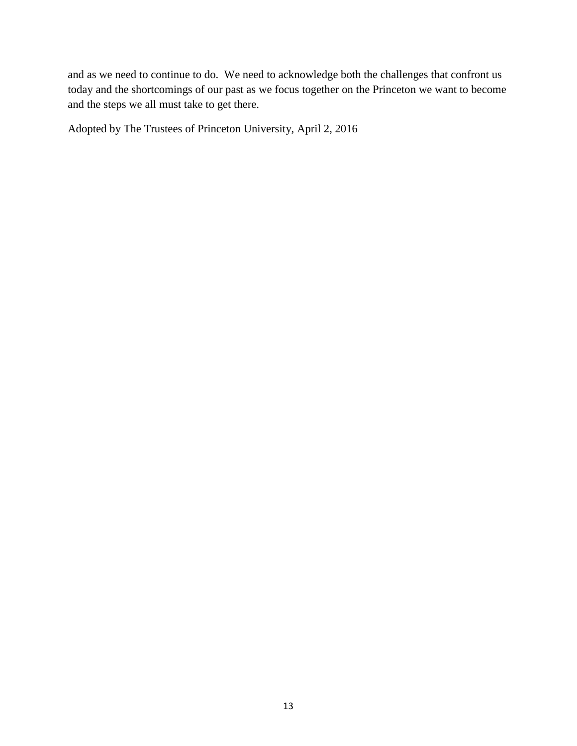and as we need to continue to do. We need to acknowledge both the challenges that confront us today and the shortcomings of our past as we focus together on the Princeton we want to become and the steps we all must take to get there.

Adopted by The Trustees of Princeton University, April 2, 2016